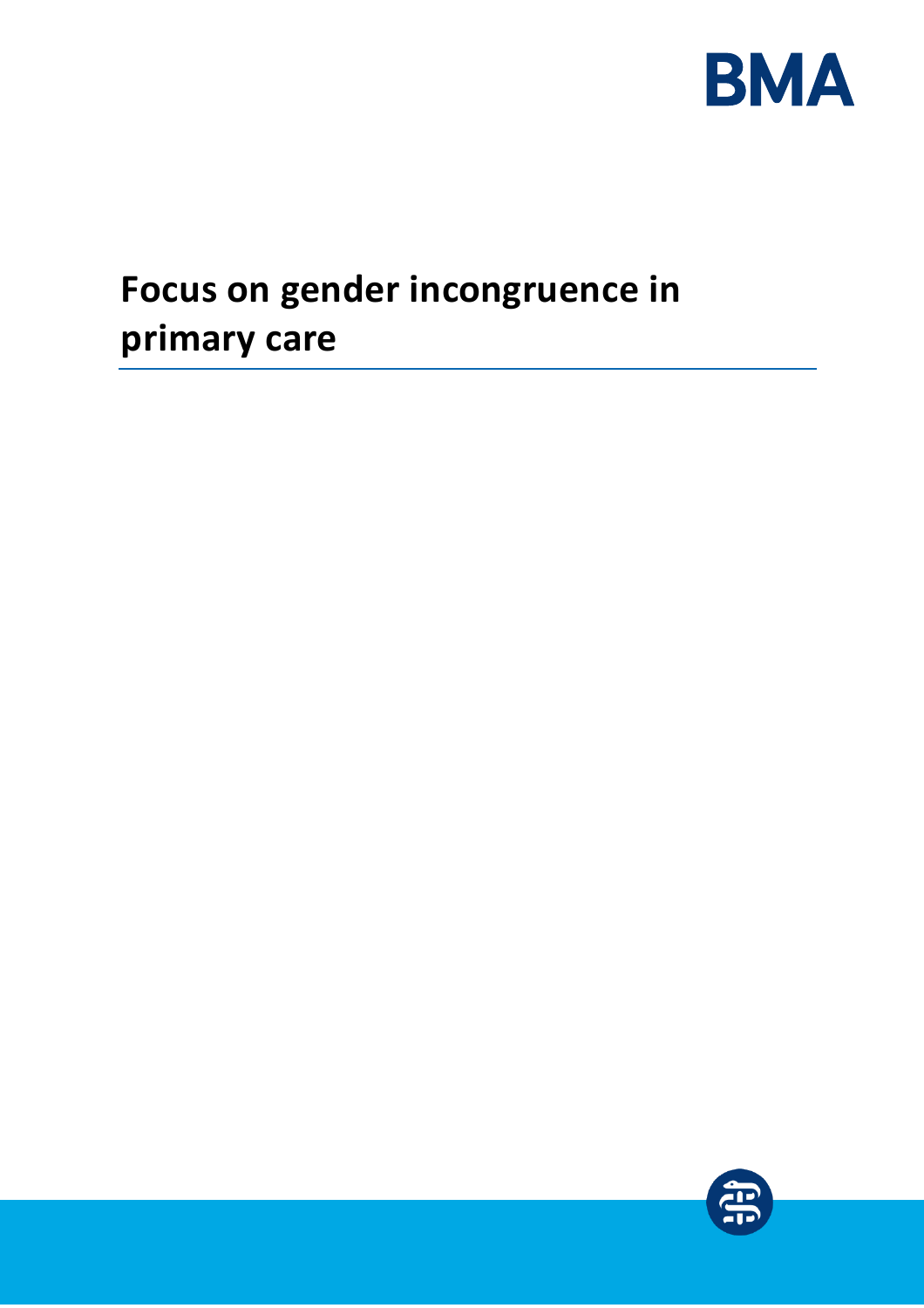# Focus on gender incongruence in primary care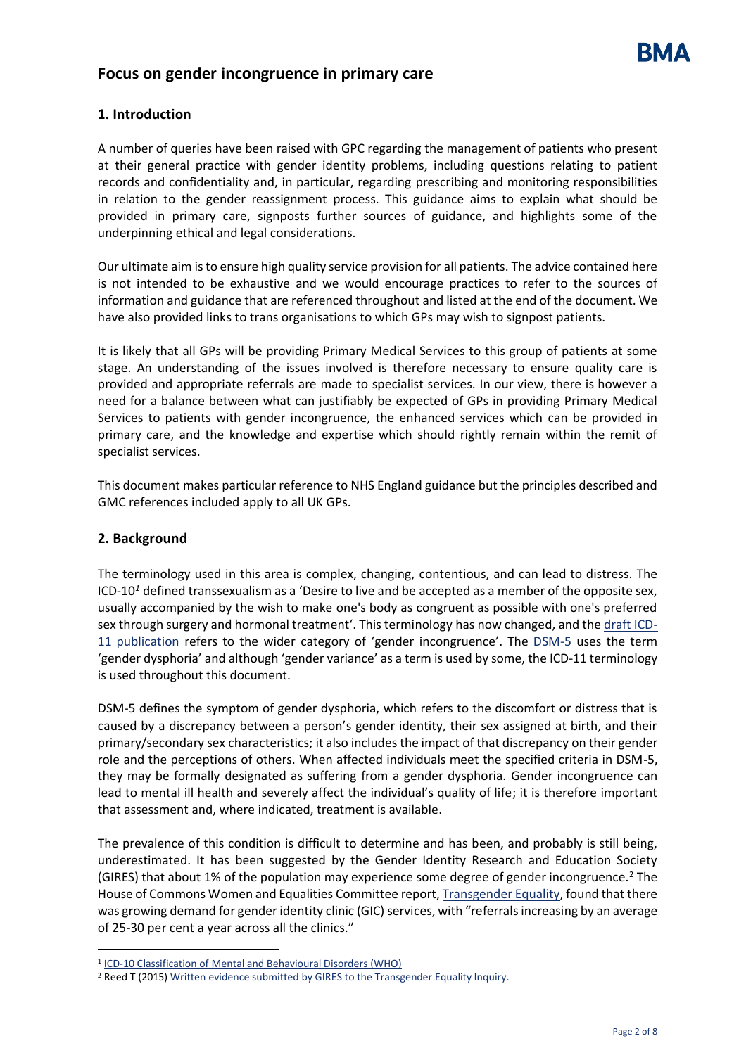# Focus on gender incongruence in primary care

## 1. Introduction

A number of queries have been raised with GPC regarding the management of patients who present at their general practice with gender identity problems, including questions relating to patient records and confidentiality and, in particular, regarding prescribing and monitoring responsibilities in relation to the gender reassignment process. This guidance aims to explain what should be provided in primary care, signposts further sources of guidance, and highlights some of the underpinning ethical and legal considerations.

Our ultimate aim is to ensure high quality service provision for all patients. The advice contained here is not intended to be exhaustive and we would encourage practices to refer to the sources of information and guidance that are referenced throughout and listed at the end of the document. We have also provided links to trans organisations to which GPs may wish to signpost patients.

It is likely that all GPs will be providing Primary Medical Services to this group of patients at some stage. An understanding of the issues involved is therefore necessary to ensure quality care is provided and appropriate referrals are made to specialist services. In our view, there is however a need for a balance between what can justifiably be expected of GPs in providing Primary Medical Services to patients with gender incongruence, the enhanced services which can be provided in primary care, and the knowledge and expertise which should rightly remain within the remit of specialist services.

This document makes particular reference to NHS England guidance but the principles described and GMC references included apply to all UK GPs.

## 2. Background

The terminology used in this area is complex, changing, contentious, and can lead to distress. The ICD-10[1] defined transsexualism as a 'Desire to live and be accepted as a member of the opposite sex, usually accompanied by the wish to make one's body as congruent as possible with one's preferred sex through surgery and hormonal treatment'. This terminology has now changed, and the draft ICD-11 publication refers to the wider category of 'gender incongruence'. The DSM-5 uses the term 'gender dysphoria' and although 'gender variance' as a term is used by some, the ICD-11 terminology is used throughout this document.

DSM-5 defines the symptom of gender dysphoria, which refers to the discomfort or distress that is caused by a discrepancy between a person's gender identity, their sex assigned at birth, and their primary/secondary sex characteristics; it also includes the impact of that discrepancy on their gender role and the perceptions of others. When affected individuals meet the specified criteria in DSM-5, they may be formally designated as suffering from a gender dysphoria. Gender incongruence can lead to mental ill health and severely affect the individual's quality of life; it is therefore important that assessment and, where indicated, treatment is available.

The prevalence of this condition is difficult to determine and has been, and probably is still being, underestimated. It has been suggested by the Gender Identity Research and Education Society (GIRES) that about 1% of the population may experience some degree of gender incongruence.[2] The House of Commons Women and Equalities Committee report, Transgender Equality, found that there was growing demand for gender identity clinic (GIC) services, with "referrals increasing by an average of 25-30 per cent a year across all the clinics."

[1] ICD-10 Classification of Mental and Behavioural Disorders (WHO)

[2] Reed T (2015) Written evidence submitted by GIRES to the Transgender Equality Inquiry.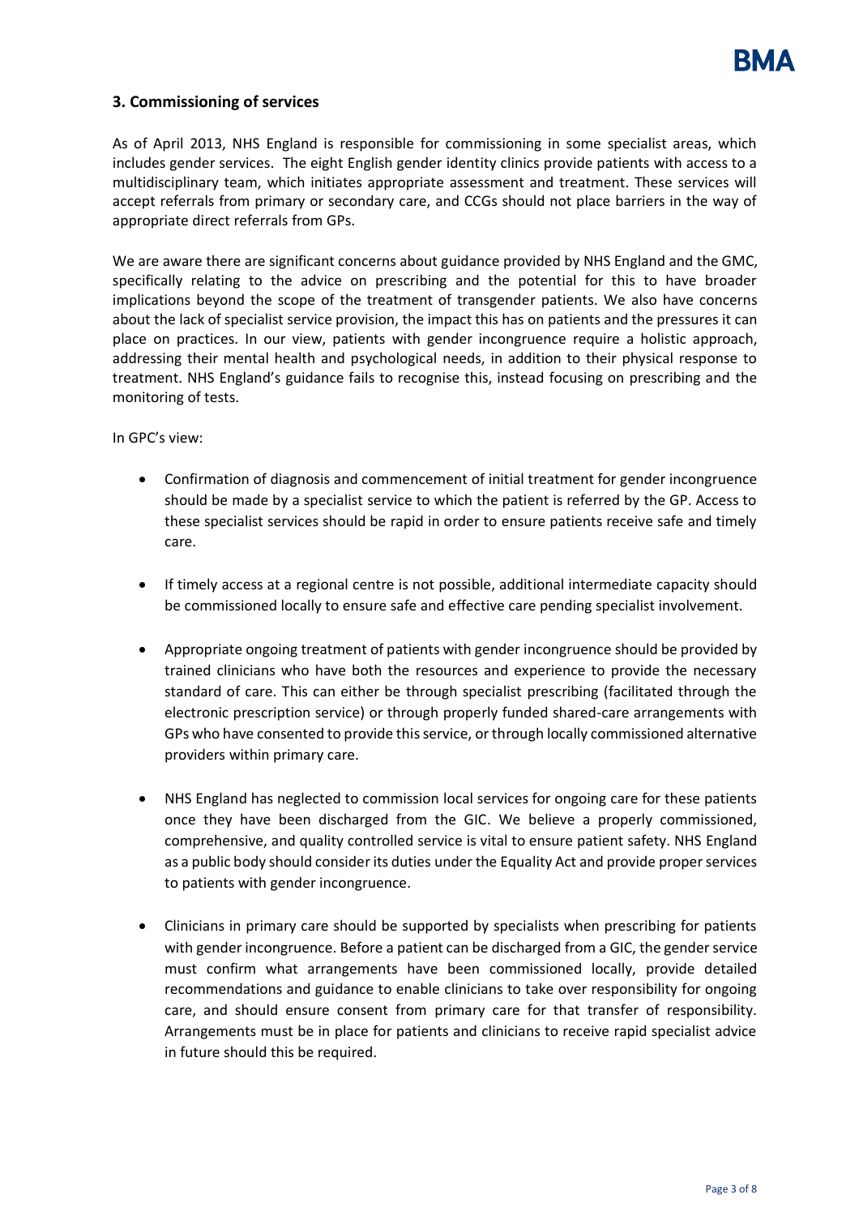## 3. Commissioning of services

As of April 2013, NHS England is responsible for commissioning in some specialist areas, which includes gender services. The eight English gender identity clinics provide patients with access to a multidisciplinary team, which initiates appropriate assessment and treatment. These services will accept referrals from primary or secondary care, and CCGs should not place barriers in the way of appropriate direct referrals from GPs.

We are aware there are significant concerns about guidance provided by NHS England and the GMC, specifically relating to the advice on prescribing and the potential for this to have broader implications beyond the scope of the treatment of transgender patients. We also have concerns about the lack of specialist service provision, the impact this has on patients and the pressures it can place on practices. In our view, patients with gender incongruence require a holistic approach, addressing their mental health and psychological needs, in addition to their physical response to treatment. NHS England's guidance fails to recognise this, instead focusing on prescribing and the monitoring of tests.

In GPC's view:

- Confirmation of diagnosis and commencement of initial treatment for gender incongruence should be made by a specialist service to which the patient is referred by the GP. Access to these specialist services should be rapid in order to ensure patients receive safe and timely care.

- If timely access at a regional centre is not possible, additional intermediate capacity should be commissioned locally to ensure safe and effective care pending specialist involvement.

- Appropriate ongoing treatment of patients with gender incongruence should be provided by trained clinicians who have both the resources and experience to provide the necessary standard of care. This can either be through specialist prescribing (facilitated through the electronic prescription service) or through properly funded shared-care arrangements with GPs who have consented to provide this service, or through locally commissioned alternative providers within primary care.

- NHS England has neglected to commission local services for ongoing care for these patients once they have been discharged from the GIC. We believe a properly commissioned, comprehensive, and quality controlled service is vital to ensure patient safety. NHS England as a public body should consider its duties under the Equality Act and provide proper services to patients with gender incongruence.

- Clinicians in primary care should be supported by specialists when prescribing for patients with gender incongruence. Before a patient can be discharged from a GIC, the gender service must confirm what arrangements have been commissioned locally, provide detailed recommendations and guidance to enable clinicians to take over responsibility for ongoing care, and should ensure consent from primary care for that transfer of responsibility. Arrangements must be in place for patients and clinicians to receive rapid specialist advice in future should this be required.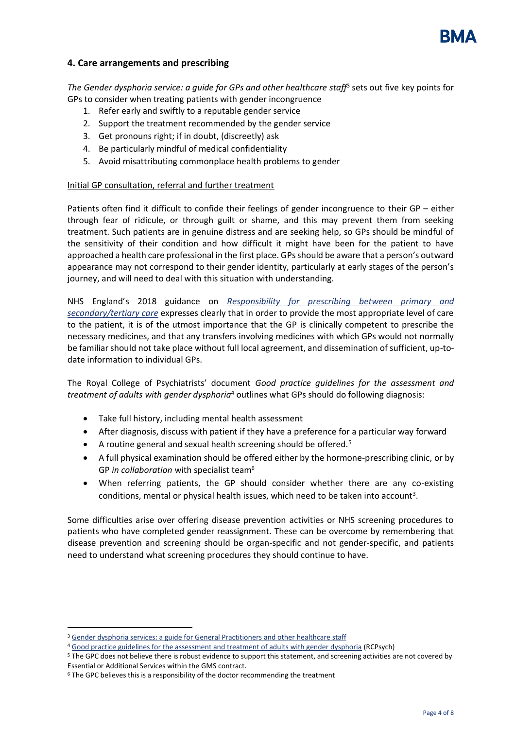## 4. Care arrangements and prescribing

*The Gender dysphoria service: a guide for GPs and other healthcare staff*[3] sets out five key points for GPs to consider when treating patients with gender incongruence

1. Refer early and swiftly to a reputable gender service
2. Support the treatment recommended by the gender service
3. Get pronouns right; if in doubt, (discreetly) ask
4. Be particularly mindful of medical confidentiality
5. Avoid misattributing commonplace health problems to gender

<u>Initial GP consultation, referral and further treatment</u>

Patients often find it difficult to confide their feelings of gender incongruence to their GP – either through fear of ridicule, or through guilt or shame, and this may prevent them from seeking treatment. Such patients are in genuine distress and are seeking help, so GPs should be mindful of the sensitivity of their condition and how difficult it might have been for the patient to have approached a health care professional in the first place. GPs should be aware that a person's outward appearance may not correspond to their gender identity, particularly at early stages of the person's journey, and will need to deal with this situation with understanding.

NHS England's 2018 guidance on *Responsibility for prescribing between primary and secondary/tertiary care* expresses clearly that in order to provide the most appropriate level of care to the patient, it is of the utmost importance that the GP is clinically competent to prescribe the necessary medicines, and that any transfers involving medicines with which GPs would not normally be familiar should not take place without full local agreement, and dissemination of sufficient, up-to-date information to individual GPs.

The Royal College of Psychiatrists' document *Good practice guidelines for the assessment and treatment of adults with gender dysphoria*[4] outlines what GPs should do following diagnosis:

- Take full history, including mental health assessment
- After diagnosis, discuss with patient if they have a preference for a particular way forward
- A routine general and sexual health screening should be offered.[5]
- A full physical examination should be offered either by the hormone-prescribing clinic, or by GP *in collaboration* with specialist team[6]
- When referring patients, the GP should consider whether there are any co-existing conditions, mental or physical health issues, which need to be taken into account[3].

Some difficulties arise over offering disease prevention activities or NHS screening procedures to patients who have completed gender reassignment. These can be overcome by remembering that disease prevention and screening should be organ-specific and not gender-specific, and patients need to understand what screening procedures they should continue to have.

---

[3] Gender dysphoria services: a guide for General Practitioners and other healthcare staff

[4] Good practice guidelines for the assessment and treatment of adults with gender dysphoria (RCPsych)

[5] The GPC does not believe there is robust evidence to support this statement, and screening activities are not covered by Essential or Additional Services within the GMS contract.

[6] The GPC believes this is a responsibility of the doctor recommending the treatment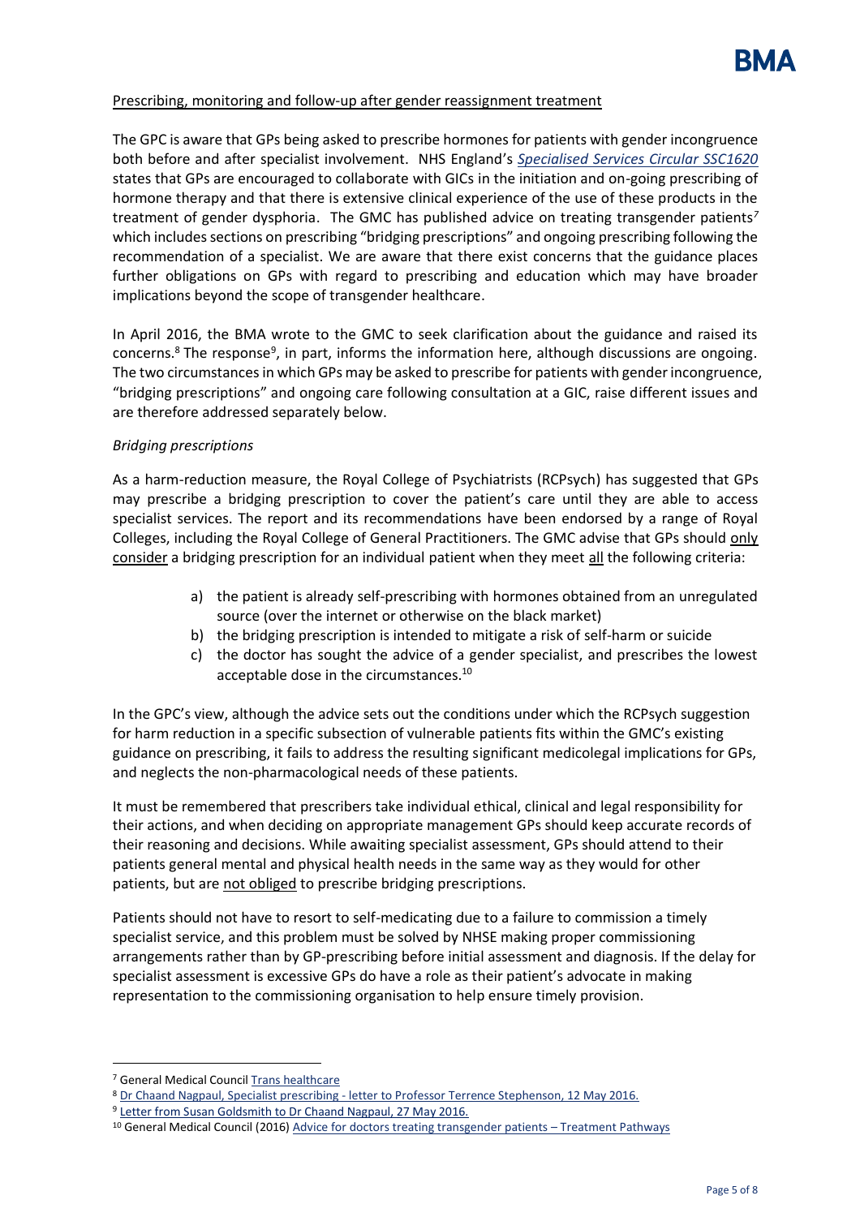Prescribing, monitoring and follow-up after gender reassignment treatment

The GPC is aware that GPs being asked to prescribe hormones for patients with gender incongruence both before and after specialist involvement. NHS England's *Specialised Services Circular SSC1620* states that GPs are encouraged to collaborate with GICs in the initiation and on-going prescribing of hormone therapy and that there is extensive clinical experience of the use of these products in the treatment of gender dysphoria. The GMC has published advice on treating transgender patients[7] which includes sections on prescribing "bridging prescriptions" and ongoing prescribing following the recommendation of a specialist. We are aware that there exist concerns that the guidance places further obligations on GPs with regard to prescribing and education which may have broader implications beyond the scope of transgender healthcare.

In April 2016, the BMA wrote to the GMC to seek clarification about the guidance and raised its concerns.[8] The response[9], in part, informs the information here, although discussions are ongoing. The two circumstances in which GPs may be asked to prescribe for patients with gender incongruence, "bridging prescriptions" and ongoing care following consultation at a GIC, raise different issues and are therefore addressed separately below.

*Bridging prescriptions*

As a harm-reduction measure, the Royal College of Psychiatrists (RCPsych) has suggested that GPs may prescribe a bridging prescription to cover the patient's care until they are able to access specialist services. The report and its recommendations have been endorsed by a range of Royal Colleges, including the Royal College of General Practitioners. The GMC advise that GPs should only consider a bridging prescription for an individual patient when they meet all the following criteria:

a) the patient is already self-prescribing with hormones obtained from an unregulated source (over the internet or otherwise on the black market)
b) the bridging prescription is intended to mitigate a risk of self-harm or suicide
c) the doctor has sought the advice of a gender specialist, and prescribes the lowest acceptable dose in the circumstances.[10]

In the GPC's view, although the advice sets out the conditions under which the RCPsych suggestion for harm reduction in a specific subsection of vulnerable patients fits within the GMC's existing guidance on prescribing, it fails to address the resulting significant medicolegal implications for GPs, and neglects the non-pharmacological needs of these patients.

It must be remembered that prescribers take individual ethical, clinical and legal responsibility for their actions, and when deciding on appropriate management GPs should keep accurate records of their reasoning and decisions. While awaiting specialist assessment, GPs should attend to their patients general mental and physical health needs in the same way as they would for other patients, but are not obliged to prescribe bridging prescriptions.

Patients should not have to resort to self-medicating due to a failure to commission a timely specialist service, and this problem must be solved by NHSE making proper commissioning arrangements rather than by GP-prescribing before initial assessment and diagnosis. If the delay for specialist assessment is excessive GPs do have a role as their patient's advocate in making representation to the commissioning organisation to help ensure timely provision.

---

[7] General Medical Council Trans healthcare

[8] Dr Chaand Nagpaul, Specialist prescribing - letter to Professor Terrence Stephenson, 12 May 2016.

[9] Letter from Susan Goldsmith to Dr Chaand Nagpaul, 27 May 2016.

[10] General Medical Council (2016) Advice for doctors treating transgender patients – Treatment Pathways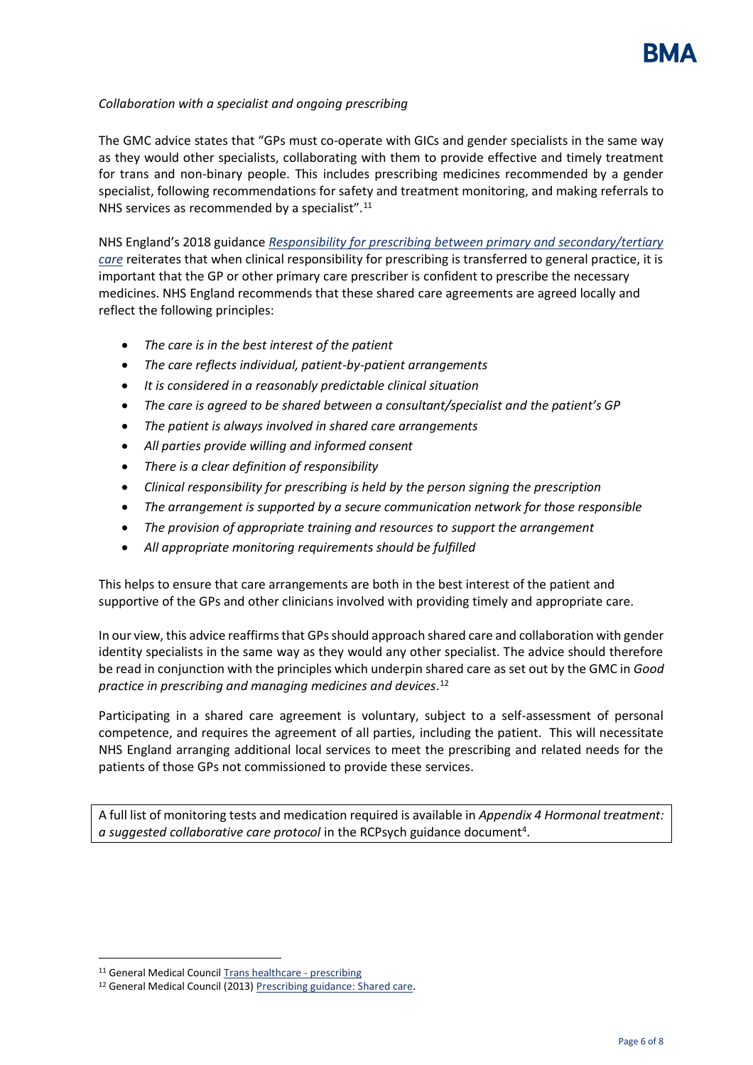*Collaboration with a specialist and ongoing prescribing*

The GMC advice states that "GPs must co-operate with GICs and gender specialists in the same way as they would other specialists, collaborating with them to provide effective and timely treatment for trans and non-binary people. This includes prescribing medicines recommended by a gender specialist, following recommendations for safety and treatment monitoring, and making referrals to NHS services as recommended by a specialist".[11]

NHS England's 2018 guidance *Responsibility for prescribing between primary and secondary/tertiary care* reiterates that when clinical responsibility for prescribing is transferred to general practice, it is important that the GP or other primary care prescriber is confident to prescribe the necessary medicines. NHS England recommends that these shared care agreements are agreed locally and reflect the following principles:

- *The care is in the best interest of the patient*
- *The care reflects individual, patient-by-patient arrangements*
- *It is considered in a reasonably predictable clinical situation*
- *The care is agreed to be shared between a consultant/specialist and the patient's GP*
- *The patient is always involved in shared care arrangements*
- *All parties provide willing and informed consent*
- *There is a clear definition of responsibility*
- *Clinical responsibility for prescribing is held by the person signing the prescription*
- *The arrangement is supported by a secure communication network for those responsible*
- *The provision of appropriate training and resources to support the arrangement*
- *All appropriate monitoring requirements should be fulfilled*

This helps to ensure that care arrangements are both in the best interest of the patient and supportive of the GPs and other clinicians involved with providing timely and appropriate care.

In our view, this advice reaffirms that GPs should approach shared care and collaboration with gender identity specialists in the same way as they would any other specialist. The advice should therefore be read in conjunction with the principles which underpin shared care as set out by the GMC in *Good practice in prescribing and managing medicines and devices*.[12]

Participating in a shared care agreement is voluntary, subject to a self-assessment of personal competence, and requires the agreement of all parties, including the patient. This will necessitate NHS England arranging additional local services to meet the prescribing and related needs for the patients of those GPs not commissioned to provide these services.

A full list of monitoring tests and medication required is available in *Appendix 4 Hormonal treatment: a suggested collaborative care protocol* in the RCPsych guidance document[4].

[11] General Medical Council Trans healthcare - prescribing

[12] General Medical Council (2013) Prescribing guidance: Shared care.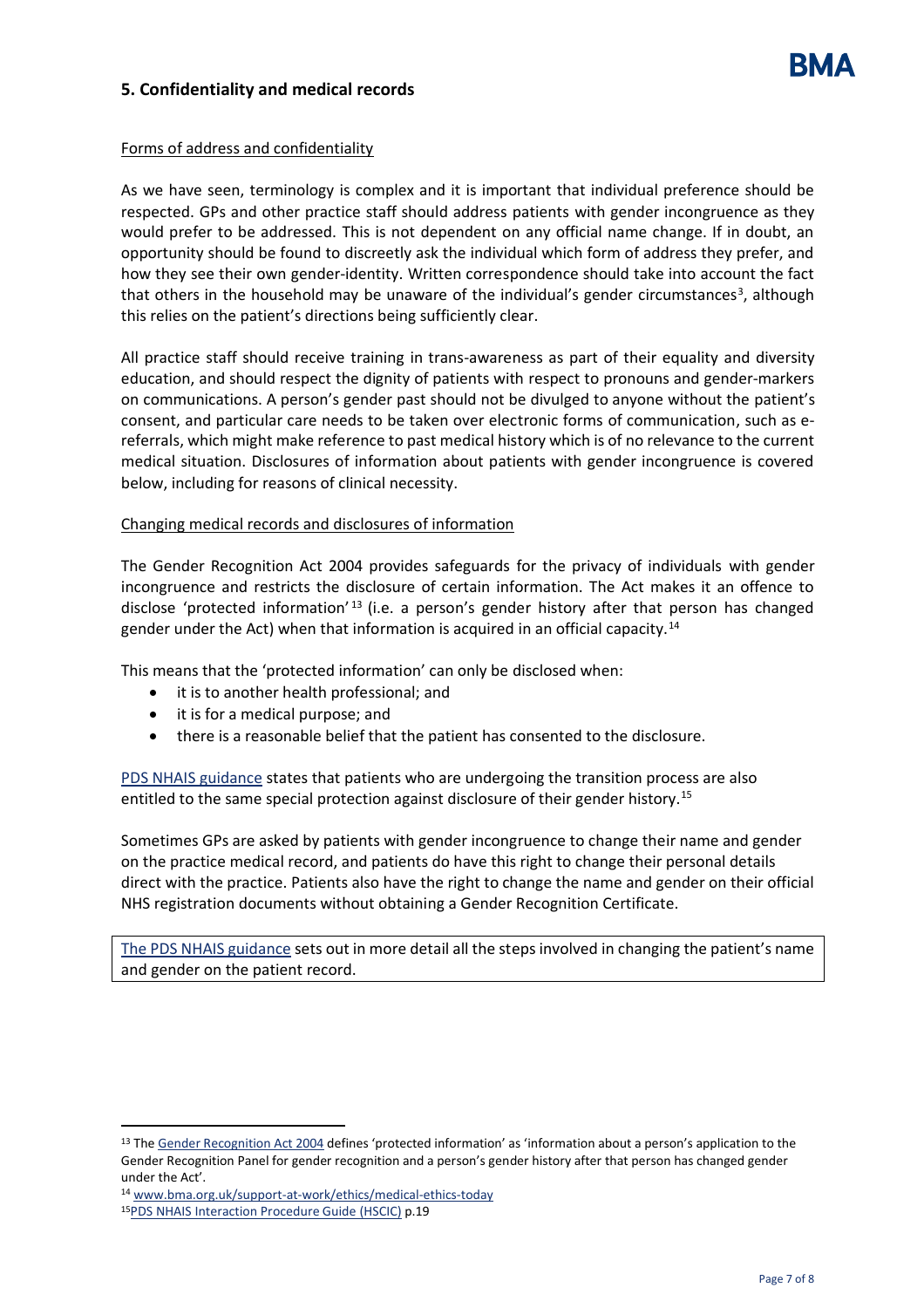## 5. Confidentiality and medical records

Forms of address and confidentiality

As we have seen, terminology is complex and it is important that individual preference should be respected. GPs and other practice staff should address patients with gender incongruence as they would prefer to be addressed. This is not dependent on any official name change. If in doubt, an opportunity should be found to discreetly ask the individual which form of address they prefer, and how they see their own gender-identity. Written correspondence should take into account the fact that others in the household may be unaware of the individual's gender circumstances[3], although this relies on the patient's directions being sufficiently clear.

All practice staff should receive training in trans-awareness as part of their equality and diversity education, and should respect the dignity of patients with respect to pronouns and gender-markers on communications. A person's gender past should not be divulged to anyone without the patient's consent, and particular care needs to be taken over electronic forms of communication, such as e-referrals, which might make reference to past medical history which is of no relevance to the current medical situation. Disclosures of information about patients with gender incongruence is covered below, including for reasons of clinical necessity.

Changing medical records and disclosures of information

The Gender Recognition Act 2004 provides safeguards for the privacy of individuals with gender incongruence and restricts the disclosure of certain information. The Act makes it an offence to disclose 'protected information'[13] (i.e. a person's gender history after that person has changed gender under the Act) when that information is acquired in an official capacity.[14]

This means that the 'protected information' can only be disclosed when:

- it is to another health professional; and
- it is for a medical purpose; and
- there is a reasonable belief that the patient has consented to the disclosure.

PDS NHAIS guidance states that patients who are undergoing the transition process are also entitled to the same special protection against disclosure of their gender history.[15]

Sometimes GPs are asked by patients with gender incongruence to change their name and gender on the practice medical record, and patients do have this right to change their personal details direct with the practice. Patients also have the right to change the name and gender on their official NHS registration documents without obtaining a Gender Recognition Certificate.

The PDS NHAIS guidance sets out in more detail all the steps involved in changing the patient's name and gender on the patient record.

---

[13] The Gender Recognition Act 2004 defines 'protected information' as 'information about a person's application to the Gender Recognition Panel for gender recognition and a person's gender history after that person has changed gender under the Act'.

[14] www.bma.org.uk/support-at-work/ethics/medical-ethics-today

[15] PDS NHAIS Interaction Procedure Guide (HSCIC) p.19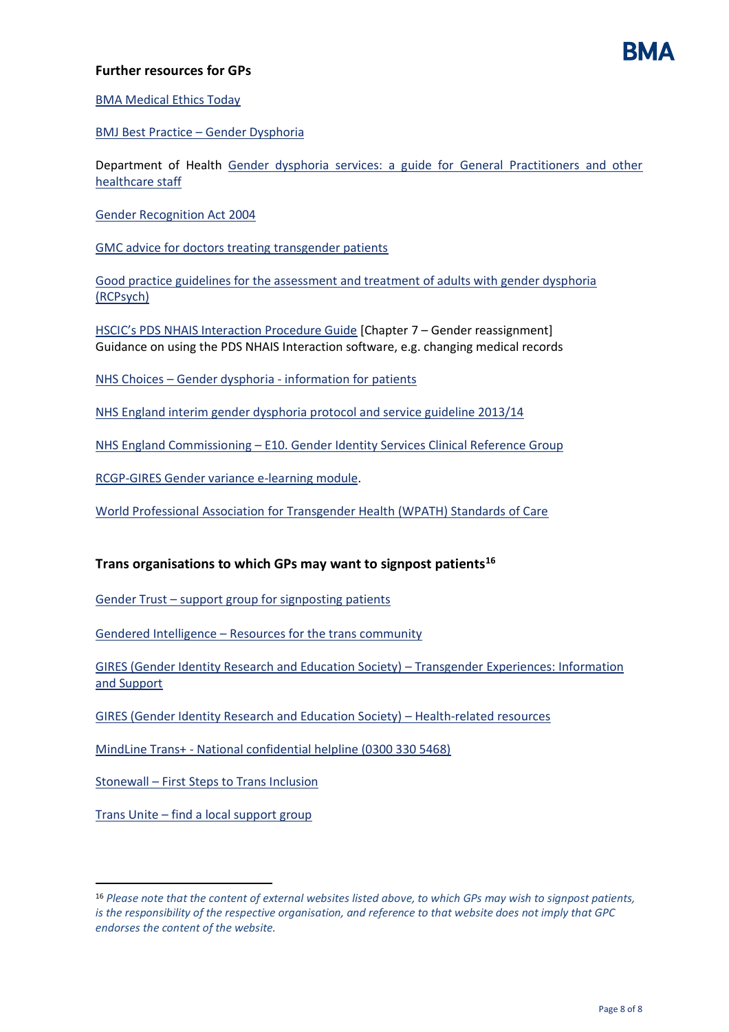### Further resources for GPs

BMA Medical Ethics Today

BMJ Best Practice – Gender Dysphoria

Department of Health Gender dysphoria services: a guide for General Practitioners and other healthcare staff

Gender Recognition Act 2004

GMC advice for doctors treating transgender patients

Good practice guidelines for the assessment and treatment of adults with gender dysphoria (RCPsych)

HSCIC's PDS NHAIS Interaction Procedure Guide [Chapter 7 – Gender reassignment] Guidance on using the PDS NHAIS Interaction software, e.g. changing medical records

NHS Choices – Gender dysphoria - information for patients

NHS England interim gender dysphoria protocol and service guideline 2013/14

NHS England Commissioning – E10. Gender Identity Services Clinical Reference Group

RCGP-GIRES Gender variance e-learning module.

World Professional Association for Transgender Health (WPATH) Standards of Care

### Trans organisations to which GPs may want to signpost patients[16]

Gender Trust – support group for signposting patients

Gendered Intelligence – Resources for the trans community

GIRES (Gender Identity Research and Education Society) – Transgender Experiences: Information and Support

GIRES (Gender Identity Research and Education Society) – Health-related resources

MindLine Trans+ - National confidential helpline (0300 330 5468)

Stonewall – First Steps to Trans Inclusion

Trans Unite – find a local support group

---

[16] *Please note that the content of external websites listed above, to which GPs may wish to signpost patients, is the responsibility of the respective organisation, and reference to that website does not imply that GPC endorses the content of the website.*